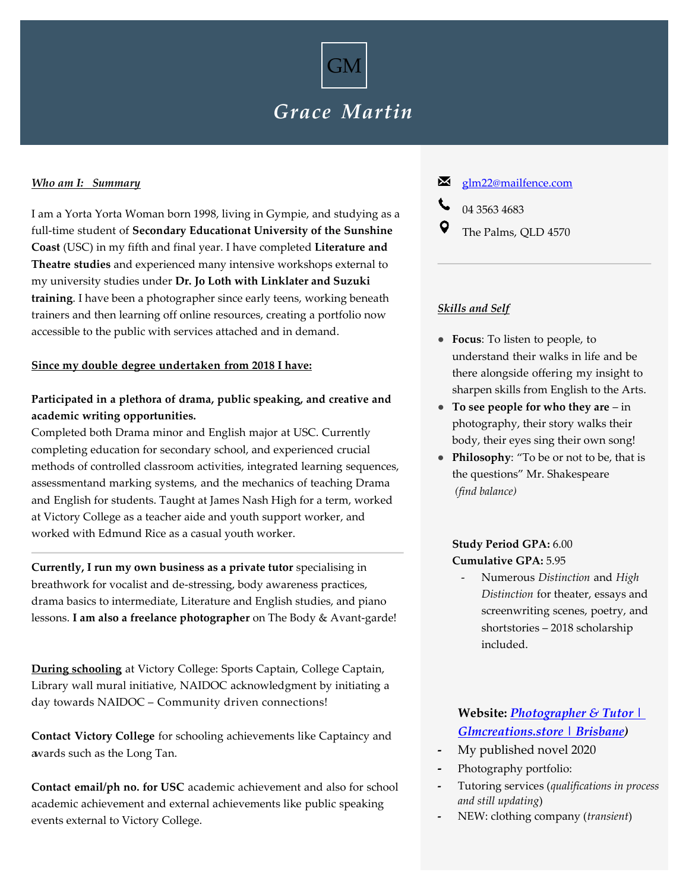GM

# *Grace Martin*

***Who am I: Summary***

I am a Yorta Yorta Woman born 1998, living in Gympie, and studying as a full-time student of **Secondary Educationat University of the Sunshine Coast** (USC) in my fifth and final year. I have completed **Literature and Theatre studies** and experienced many intensive workshops external to my university studies under **Dr. Jo Loth with Linklater and Suzuki training**. I have been a photographer since early teens, working beneath trainers and then learning off online resources, creating a portfolio now accessible to the public with services attached and in demand.

**Since my double degree undertaken from 2018 I have:**

**Participated in a plethora of drama, public speaking, and creative and academic writing opportunities.**
Completed both Drama minor and English major at USC. Currently completing education for secondary school, and experienced crucial methods of controlled classroom activities, integrated learning sequences, assessmentand marking systems, and the mechanics of teaching Drama and English for students. Taught at James Nash High for a term, worked at Victory College as a teacher aide and youth support worker, and worked with Edmund Rice as a casual youth worker.

---

**Currently, I run my own business as a private tutor** specialising in breathwork for vocalist and de-stressing, body awareness practices, drama basics to intermediate, Literature and English studies, and piano lessons. **I am also a freelance photographer** on The Body & Avant-garde!

**During schooling** at Victory College: Sports Captain, College Captain, Library wall mural initiative, NAIDOC acknowledgment by initiating a day towards NAIDOC – Community driven connections!

**Contact Victory College** for schooling achievements like Captaincy and awards such as the Long Tan.

**Contact email/ph no. for USC** academic achievement and also for school academic achievement and external achievements like public speaking events external to Victory College.

---

glm22@mailfence.com

04 3563 4683

The Palms, QLD 4570

---

***Skills and Self***

- **Focus**: To listen to people, to understand their walks in life and be there alongside offering my insight to sharpen skills from English to the Arts.
- **To see people for who they are** – in photography, their story walks their body, their eyes sing their own song!
- **Philosophy**: "To be or not to be, that is the questions" Mr. Shakespeare *(find balance)*

**Study Period GPA:** 6.00
**Cumulative GPA:** 5.95

- Numerous *Distinction* and *High Distinction* for theater, essays and screenwriting scenes, poetry, and shortstories – 2018 scholarship included.

**Website: *Photographer & Tutor | Glmcreations.store | Brisbane*)**

- My published novel 2020
- Photography portfolio:
- Tutoring services (*qualifications in process and still updating*)
- NEW: clothing company (*transient*)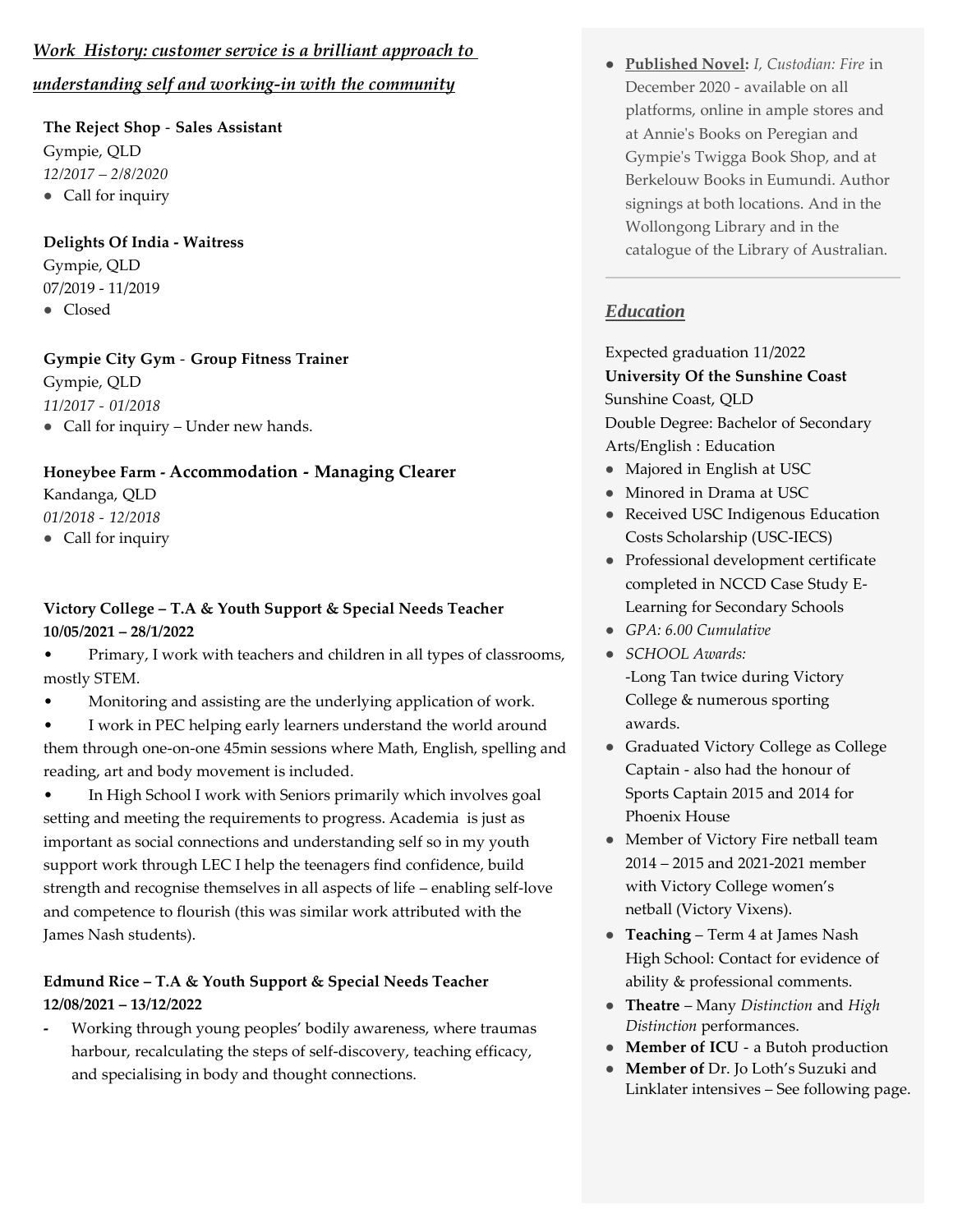## *Work History: customer service is a brilliant approach to understanding self and working-in with the community*

**The Reject Shop - Sales Assistant**
Gympie, QLD
*12/2017 – 2/8/2020*

- Call for inquiry

**Delights Of India - Waitress**
Gympie, QLD
07/2019 - 11/2019

- Closed

**Gympie City Gym - Group Fitness Trainer**
Gympie, QLD
*11/2017 - 01/2018*

- Call for inquiry – Under new hands.

**Honeybee Farm - Accommodation - Managing Clearer**
Kandanga, QLD
*01/2018 - 12/2018*

- Call for inquiry

**Victory College – T.A & Youth Support & Special Needs Teacher**
**10/05/2021 – 28/1/2022**

- Primary, I work with teachers and children in all types of classrooms, mostly STEM.
- Monitoring and assisting are the underlying application of work.
- I work in PEC helping early learners understand the world around them through one-on-one 45min sessions where Math, English, spelling and reading, art and body movement is included.
- In High School I work with Seniors primarily which involves goal setting and meeting the requirements to progress. Academia is just as important as social connections and understanding self so in my youth support work through LEC I help the teenagers find confidence, build strength and recognise themselves in all aspects of life – enabling self-love and competence to flourish (this was similar work attributed with the James Nash students).

**Edmund Rice – T.A & Youth Support & Special Needs Teacher**
**12/08/2021 – 13/12/2022**

- Working through young peoples' bodily awareness, where traumas harbour, recalculating the steps of self-discovery, teaching efficacy, and specialising in body and thought connections.

- **Published Novel:** *I, Custodian: Fire* in December 2020 - available on all platforms, online in ample stores and at Annie's Books on Peregian and Gympie's Twigga Book Shop, and at Berkelouw Books in Eumundi. Author signings at both locations. And in the Wollongong Library and in the catalogue of the Library of Australian.

## *Education*

Expected graduation 11/2022
**University Of the Sunshine Coast**
Sunshine Coast, QLD
Double Degree: Bachelor of Secondary Arts/English : Education

- Majored in English at USC
- Minored in Drama at USC
- Received USC Indigenous Education Costs Scholarship (USC-IECS)
- Professional development certificate completed in NCCD Case Study E-Learning for Secondary Schools
- *GPA: 6.00 Cumulative*
- *SCHOOL Awards:*
  -Long Tan twice during Victory College & numerous sporting awards.
- Graduated Victory College as College Captain - also had the honour of Sports Captain 2015 and 2014 for Phoenix House
- Member of Victory Fire netball team 2014 – 2015 and 2021-2021 member with Victory College women's netball (Victory Vixens).
- **Teaching** – Term 4 at James Nash High School: Contact for evidence of ability & professional comments.
- **Theatre** – Many *Distinction* and *High Distinction* performances.
- **Member of ICU** - a Butoh production
- **Member of** Dr. Jo Loth's Suzuki and Linklater intensives – See following page.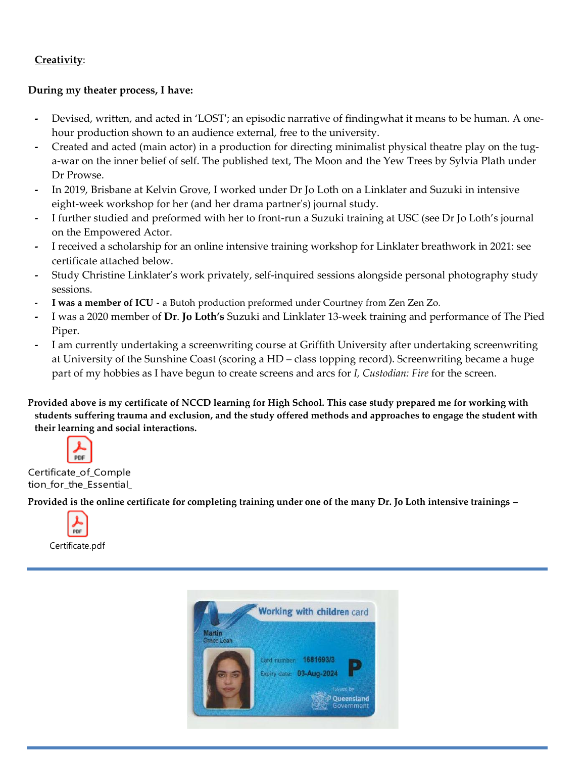<u>**Creativity**</u>:

**During my theater process, I have:**

- Devised, written, and acted in 'LOST'; an episodic narrative of findingwhat it means to be human. A one-hour production shown to an audience external, free to the university.
- Created and acted (main actor) in a production for directing minimalist physical theatre play on the tug-a-war on the inner belief of self. The published text, The Moon and the Yew Trees by Sylvia Plath under Dr Prowse.
- In 2019, Brisbane at Kelvin Grove, I worked under Dr Jo Loth on a Linklater and Suzuki in intensive eight-week workshop for her (and her drama partner's) journal study.
- I further studied and preformed with her to front-run a Suzuki training at USC (see Dr Jo Loth's journal on the Empowered Actor.
- I received a scholarship for an online intensive training workshop for Linklater breathwork in 2021: see certificate attached below.
- Study Christine Linklater's work privately, self-inquired sessions alongside personal photography study sessions.
- **I was a member of ICU** - a Butoh production preformed under Courtney from Zen Zen Zo.
- I was a 2020 member of **Dr. Jo Loth's** Suzuki and Linklater 13-week training and performance of The Pied Piper.
- I am currently undertaking a screenwriting course at Griffith University after undertaking screenwriting at University of the Sunshine Coast (scoring a HD – class topping record). Screenwriting became a huge part of my hobbies as I have begun to create screens and arcs for *I, Custodian: Fire* for the screen.

**Provided above is my certificate of NCCD learning for High School. This case study prepared me for working with students suffering trauma and exclusion, and the study offered methods and approaches to engage the student with their learning and social interactions.**

Certificate_of_Comple
tion_for_the_Essential_

**Provided is the online certificate for completing training under one of the many Dr. Jo Loth intensive trainings –**

Certificate.pdf

Working with children card

Martin
Grace Leah

Card number: 1681693/3
Expiry date: 03-Aug-2024

P

Issued by
Queensland Government